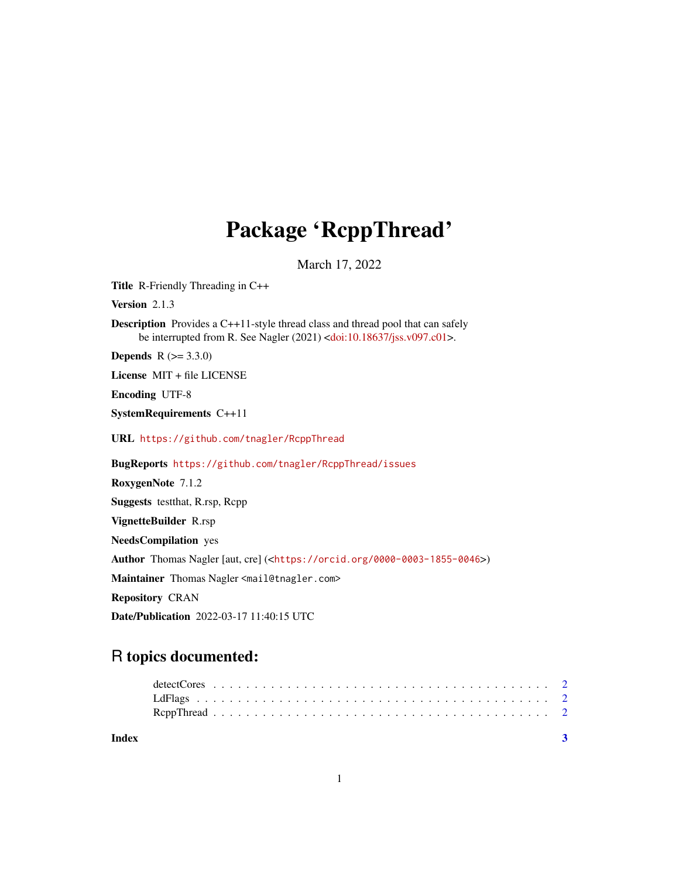# Package 'RcppThread'

March 17, 2022

**Title** R-Friendly Threading in C++

**Version** 2.1.3

**Description** Provides a C++11-style thread class and thread pool that can safely be interrupted from R. See Nagler (2021) <doi:10.18637/jss.v097.c01>.

**Depends** R (>= 3.3.0)

**License** MIT + file LICENSE

**Encoding** UTF-8

**SystemRequirements** C++11

**URL** https://github.com/tnagler/RcppThread

**BugReports** https://github.com/tnagler/RcppThread/issues

**RoxygenNote** 7.1.2

**Suggests** testthat, R.rsp, Rcpp

**VignetteBuilder** R.rsp

**NeedsCompilation** yes

**Author** Thomas Nagler [aut, cre] (<https://orcid.org/0000-0003-1855-0046>)

**Maintainer** Thomas Nagler <mail@tnagler.com>

**Repository** CRAN

**Date/Publication** 2022-03-17 11:40:15 UTC

## R topics documented:

- detectCores . . . . . . . . . . . . . . . . . . . . . . . . . . . . . . . . . . . . . . . . 2
- LdFlags . . . . . . . . . . . . . . . . . . . . . . . . . . . . . . . . . . . . . . . . . . 2
- RcppThread . . . . . . . . . . . . . . . . . . . . . . . . . . . . . . . . . . . . . . . . 2

**Index** 3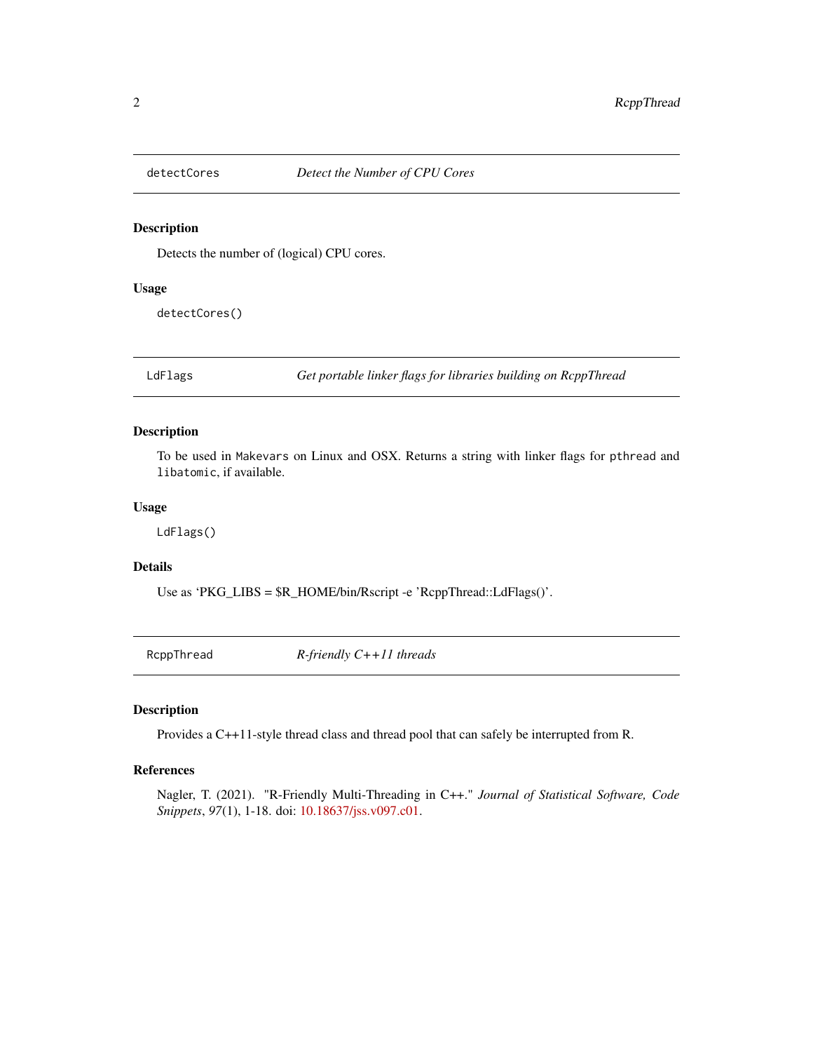## detectCores — *Detect the Number of CPU Cores*

### Description

Detects the number of (logical) CPU cores.

### Usage

```
detectCores()
```

## LdFlags — *Get portable linker flags for libraries building on RcppThread*

### Description

To be used in `Makevars` on Linux and OSX. Returns a string with linker flags for `pthread` and `libatomic`, if available.

### Usage

```
LdFlags()
```

### Details

Use as 'PKG_LIBS = $R_HOME/bin/Rscript -e 'RcppThread::LdFlags()'.

## RcppThread — *R-friendly C++11 threads*

### Description

Provides a C++11-style thread class and thread pool that can safely be interrupted from R.

### References

Nagler, T. (2021). "R-Friendly Multi-Threading in C++." *Journal of Statistical Software, Code Snippets*, *97*(1), 1-18. doi: 10.18637/jss.v097.c01.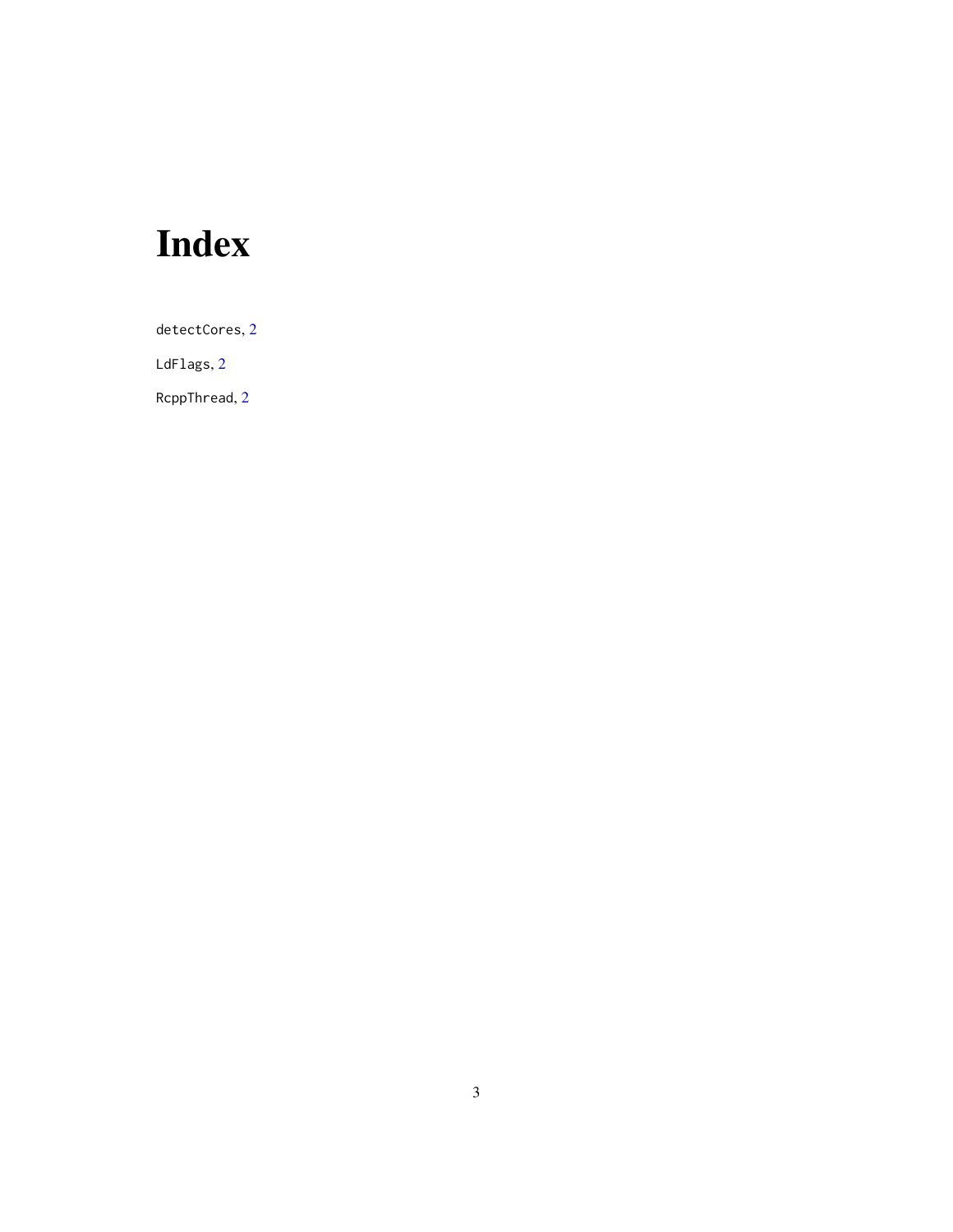# Index

detectCores, 2

LdFlags, 2

RcppThread, 2